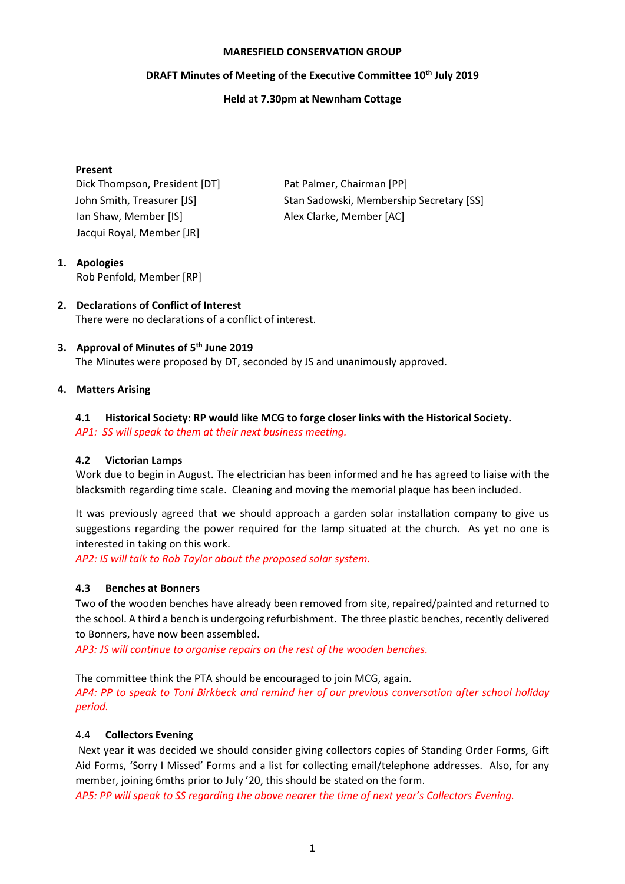**MARESFIELD CONSERVATION GROUP**

**DRAFT Minutes of Meeting of the Executive Committee 10th July 2019**

**Held at 7.30pm at Newnham Cottage**

**Present**

Dick Thompson, President [DT]
Pat Palmer, Chairman [PP]
John Smith, Treasurer [JS]
Stan Sadowski, Membership Secretary [SS]
Ian Shaw, Member [IS]
Alex Clarke, Member [AC]
Jacqui Royal, Member [JR]

1. **Apologies**
   Rob Penfold, Member [RP]

2. **Declarations of Conflict of Interest**
   There were no declarations of a conflict of interest.

3. **Approval of Minutes of 5th June 2019**
   The Minutes were proposed by DT, seconded by JS and unanimously approved.

4. **Matters Arising**

**4.1 Historical Society: RP would like MCG to forge closer links with the Historical Society.**
*AP1: SS will speak to them at their next business meeting.*

**4.2 Victorian Lamps**
Work due to begin in August. The electrician has been informed and he has agreed to liaise with the blacksmith regarding time scale. Cleaning and moving the memorial plaque has been included.

It was previously agreed that we should approach a garden solar installation company to give us suggestions regarding the power required for the lamp situated at the church. As yet no one is interested in taking on this work.
*AP2: IS will talk to Rob Taylor about the proposed solar system.*

**4.3 Benches at Bonners**
Two of the wooden benches have already been removed from site, repaired/painted and returned to the school. A third a bench is undergoing refurbishment. The three plastic benches, recently delivered to Bonners, have now been assembled.
*AP3: JS will continue to organise repairs on the rest of the wooden benches.*

The committee think the PTA should be encouraged to join MCG, again.
*AP4: PP to speak to Toni Birkbeck and remind her of our previous conversation after school holiday period.*

4.4 **Collectors Evening**
Next year it was decided we should consider giving collectors copies of Standing Order Forms, Gift Aid Forms, 'Sorry I Missed' Forms and a list for collecting email/telephone addresses. Also, for any member, joining 6mths prior to July '20, this should be stated on the form.
*AP5: PP will speak to SS regarding the above nearer the time of next year's Collectors Evening.*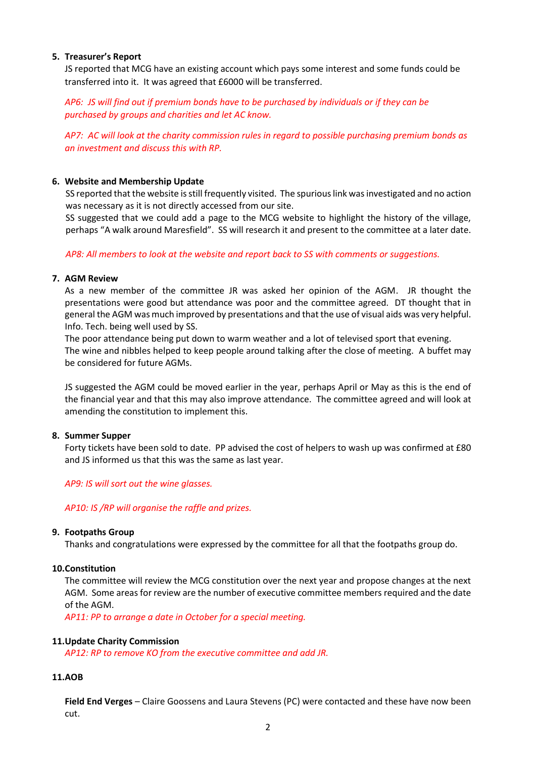## 5. Treasurer's Report

JS reported that MCG have an existing account which pays some interest and some funds could be transferred into it. It was agreed that £6000 will be transferred.

*AP6: JS will find out if premium bonds have to be purchased by individuals or if they can be purchased by groups and charities and let AC know.*

*AP7: AC will look at the charity commission rules in regard to possible purchasing premium bonds as an investment and discuss this with RP.*

## 6. Website and Membership Update

SS reported that the website is still frequently visited. The spurious link was investigated and no action was necessary as it is not directly accessed from our site.
SS suggested that we could add a page to the MCG website to highlight the history of the village, perhaps "A walk around Maresfield". SS will research it and present to the committee at a later date.

*AP8: All members to look at the website and report back to SS with comments or suggestions.*

## 7. AGM Review

As a new member of the committee JR was asked her opinion of the AGM. JR thought the presentations were good but attendance was poor and the committee agreed. DT thought that in general the AGM was much improved by presentations and that the use of visual aids was very helpful. Info. Tech. being well used by SS.
The poor attendance being put down to warm weather and a lot of televised sport that evening.
The wine and nibbles helped to keep people around talking after the close of meeting. A buffet may be considered for future AGMs.

JS suggested the AGM could be moved earlier in the year, perhaps April or May as this is the end of the financial year and that this may also improve attendance. The committee agreed and will look at amending the constitution to implement this.

## 8. Summer Supper

Forty tickets have been sold to date. PP advised the cost of helpers to wash up was confirmed at £80 and JS informed us that this was the same as last year.

*AP9: IS will sort out the wine glasses.*

*AP10: IS /RP will organise the raffle and prizes.*

## 9. Footpaths Group

Thanks and congratulations were expressed by the committee for all that the footpaths group do.

## 10. Constitution

The committee will review the MCG constitution over the next year and propose changes at the next AGM. Some areas for review are the number of executive committee members required and the date of the AGM.
*AP11: PP to arrange a date in October for a special meeting.*

## 11. Update Charity Commission

*AP12: RP to remove KO from the executive committee and add JR.*

## 11. AOB

**Field End Verges** – Claire Goossens and Laura Stevens (PC) were contacted and these have now been cut.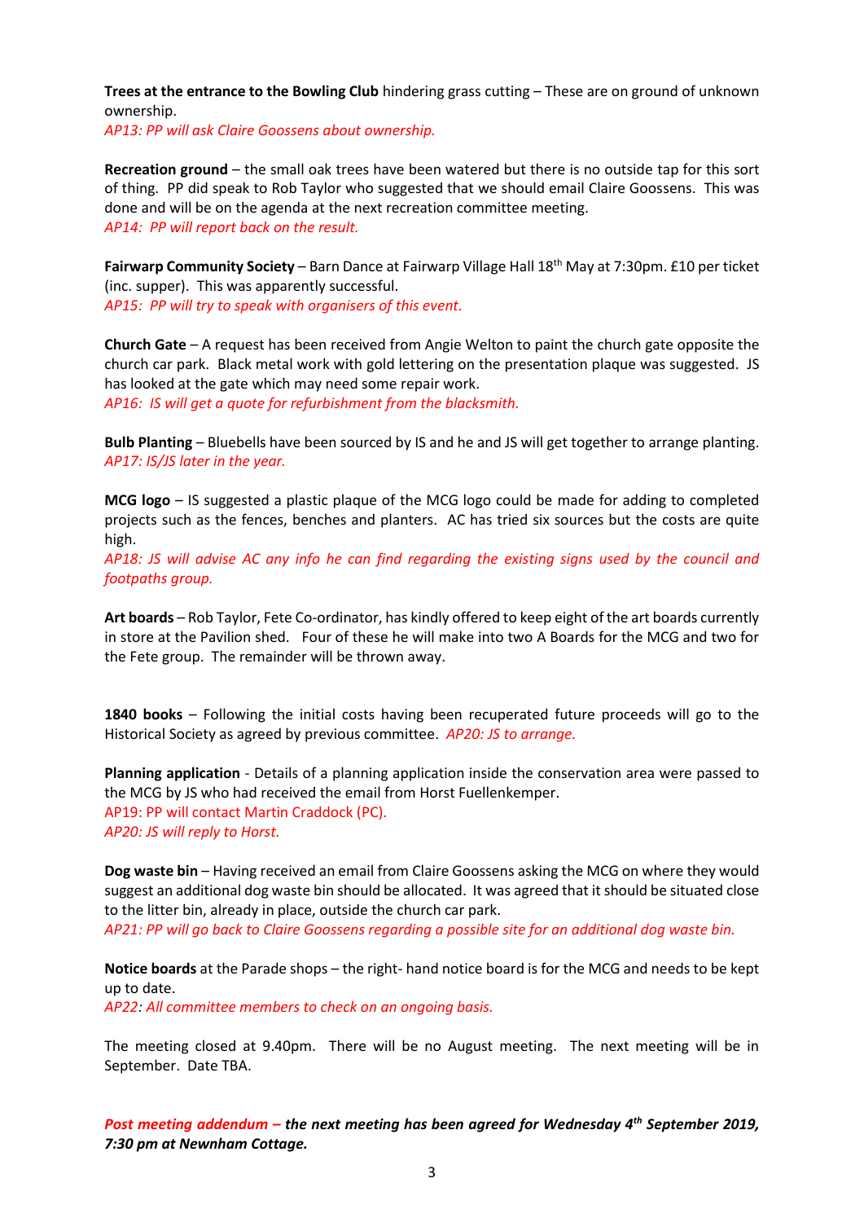**Trees at the entrance to the Bowling Club** hindering grass cutting – These are on ground of unknown ownership.

*AP13: PP will ask Claire Goossens about ownership.*

**Recreation ground** – the small oak trees have been watered but there is no outside tap for this sort of thing. PP did speak to Rob Taylor who suggested that we should email Claire Goossens. This was done and will be on the agenda at the next recreation committee meeting.

*AP14: PP will report back on the result.*

**Fairwarp Community Society** – Barn Dance at Fairwarp Village Hall 18th May at 7:30pm. £10 per ticket (inc. supper). This was apparently successful.

*AP15: PP will try to speak with organisers of this event.*

**Church Gate** – A request has been received from Angie Welton to paint the church gate opposite the church car park. Black metal work with gold lettering on the presentation plaque was suggested. JS has looked at the gate which may need some repair work.

*AP16: IS will get a quote for refurbishment from the blacksmith.*

**Bulb Planting** – Bluebells have been sourced by IS and he and JS will get together to arrange planting.

*AP17: IS/JS later in the year.*

**MCG logo** – IS suggested a plastic plaque of the MCG logo could be made for adding to completed projects such as the fences, benches and planters. AC has tried six sources but the costs are quite high.

*AP18: JS will advise AC any info he can find regarding the existing signs used by the council and footpaths group.*

**Art boards** – Rob Taylor, Fete Co-ordinator, has kindly offered to keep eight of the art boards currently in store at the Pavilion shed. Four of these he will make into two A Boards for the MCG and two for the Fete group. The remainder will be thrown away.

**1840 books** – Following the initial costs having been recuperated future proceeds will go to the Historical Society as agreed by previous committee. *AP20: JS to arrange.*

**Planning application** - Details of a planning application inside the conservation area were passed to the MCG by JS who had received the email from Horst Fuellenkemper.

AP19: PP will contact Martin Craddock (PC).

*AP20: JS will reply to Horst.*

**Dog waste bin** – Having received an email from Claire Goossens asking the MCG on where they would suggest an additional dog waste bin should be allocated. It was agreed that it should be situated close to the litter bin, already in place, outside the church car park.

*AP21: PP will go back to Claire Goossens regarding a possible site for an additional dog waste bin.*

**Notice boards** at the Parade shops – the right- hand notice board is for the MCG and needs to be kept up to date.

*AP22: All committee members to check on an ongoing basis.*

The meeting closed at 9.40pm. There will be no August meeting. The next meeting will be in September. Date TBA.

***Post meeting addendum – the next meeting has been agreed for Wednesday 4th September 2019, 7:30 pm at Newnham Cottage.***